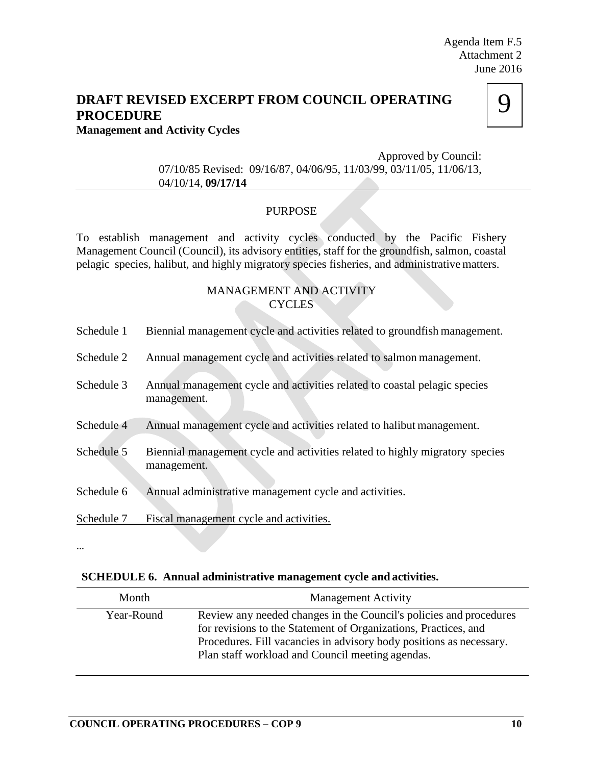Agenda Item F.5
Attachment 2
June 2016

# DRAFT REVISED EXCERPT FROM COUNCIL OPERATING PROCEDURE

9

**Management and Activity Cycles**

Approved by Council:
07/10/85 Revised: 09/16/87, 04/06/95, 11/03/99, 03/11/05, 11/06/13, 04/10/14, **09/17/14**

## PURPOSE

To establish management and activity cycles conducted by the Pacific Fishery Management Council (Council), its advisory entities, staff for the groundfish, salmon, coastal pelagic species, halibut, and highly migratory species fisheries, and administrative matters.

## MANAGEMENT AND ACTIVITY CYCLES

Schedule 1 Biennial management cycle and activities related to groundfish management.

Schedule 2 Annual management cycle and activities related to salmon management.

Schedule 3 Annual management cycle and activities related to coastal pelagic species management.

Schedule 4 Annual management cycle and activities related to halibut management.

Schedule 5 Biennial management cycle and activities related to highly migratory species management.

Schedule 6 Annual administrative management cycle and activities.

<u>Schedule 7 Fiscal management cycle and activities.</u>

...

**SCHEDULE 6. Annual administrative management cycle and activities.**

| Month | Management Activity |
|---|---|
| Year-Round | Review any needed changes in the Council's policies and procedures for revisions to the Statement of Organizations, Practices, and Procedures. Fill vacancies in advisory body positions as necessary. Plan staff workload and Council meeting agendas. |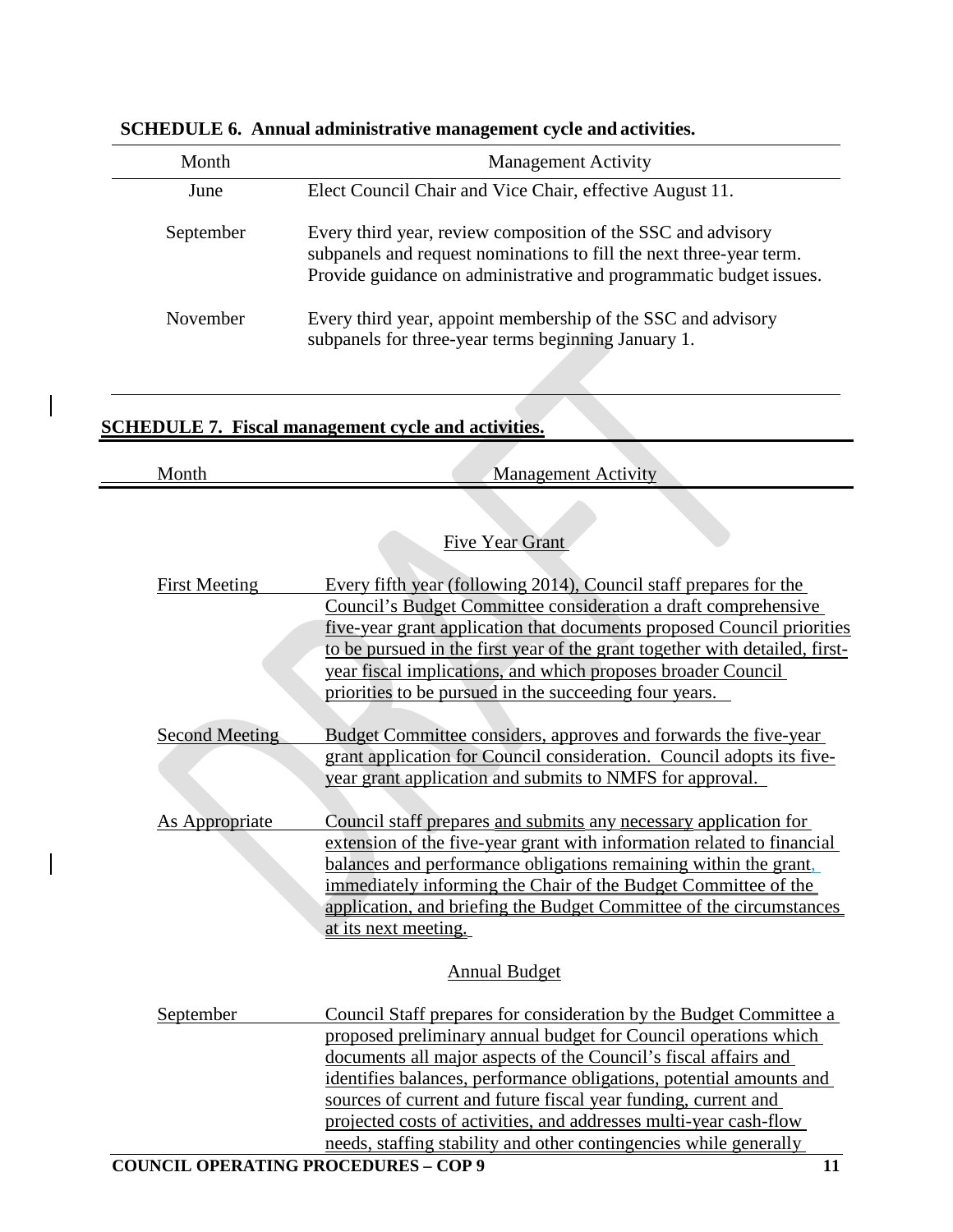**SCHEDULE 6. Annual administrative management cycle and activities.**

| Month | Management Activity |
|---|---|
| June | Elect Council Chair and Vice Chair, effective August 11. |
| September | Every third year, review composition of the SSC and advisory subpanels and request nominations to fill the next three-year term. Provide guidance on administrative and programmatic budget issues. |
| November | Every third year, appoint membership of the SSC and advisory subpanels for three-year terms beginning January 1. |

**SCHEDULE 7. Fiscal management cycle and activities.**

| Month | Management Activity |
|---|---|
| | Five Year Grant |
| First Meeting | Every fifth year (following 2014), Council staff prepares for the Council's Budget Committee consideration a draft comprehensive five-year grant application that documents proposed Council priorities to be pursued in the first year of the grant together with detailed, first-year fiscal implications, and which proposes broader Council priorities to be pursued in the succeeding four years. |
| Second Meeting | Budget Committee considers, approves and forwards the five-year grant application for Council consideration. Council adopts its five-year grant application and submits to NMFS for approval. |
| As Appropriate | Council staff prepares and submits any necessary application for extension of the five-year grant with information related to financial balances and performance obligations remaining within the grant, immediately informing the Chair of the Budget Committee of the application, and briefing the Budget Committee of the circumstances at its next meeting. |
| | Annual Budget |
| September | Council Staff prepares for consideration by the Budget Committee a proposed preliminary annual budget for Council operations which documents all major aspects of the Council's fiscal affairs and identifies balances, performance obligations, potential amounts and sources of current and future fiscal year funding, current and projected costs of activities, and addresses multi-year cash-flow needs, staffing stability and other contingencies while generally |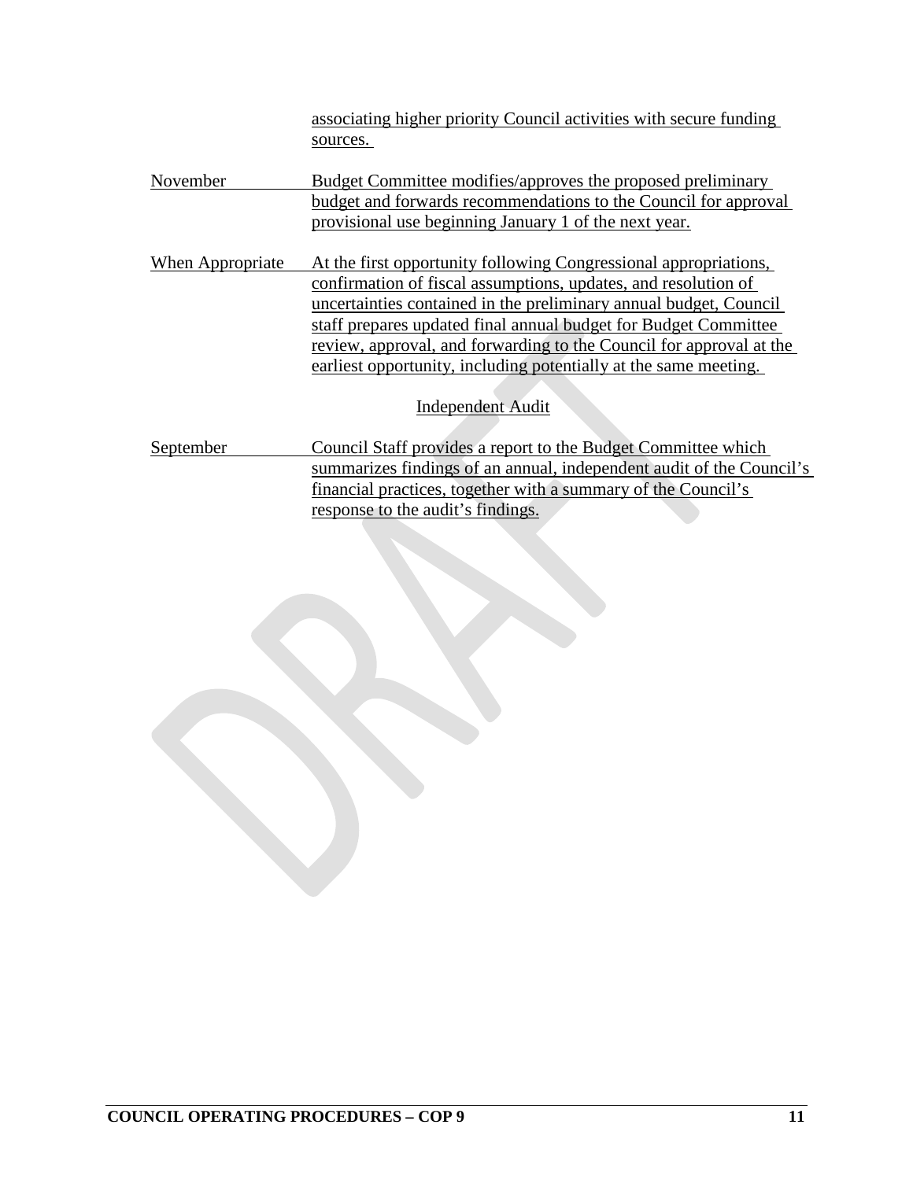| | |
|---|---|
| | associating higher priority Council activities with secure funding sources. |
| November | Budget Committee modifies/approves the proposed preliminary budget and forwards recommendations to the Council for approval provisional use beginning January 1 of the next year. |
| When Appropriate | At the first opportunity following Congressional appropriations, confirmation of fiscal assumptions, updates, and resolution of uncertainties contained in the preliminary annual budget, Council staff prepares updated final annual budget for Budget Committee review, approval, and forwarding to the Council for approval at the earliest opportunity, including potentially at the same meeting. |

Independent Audit

| | |
|---|---|
| September | Council Staff provides a report to the Budget Committee which summarizes findings of an annual, independent audit of the Council's financial practices, together with a summary of the Council's response to the audit's findings. |